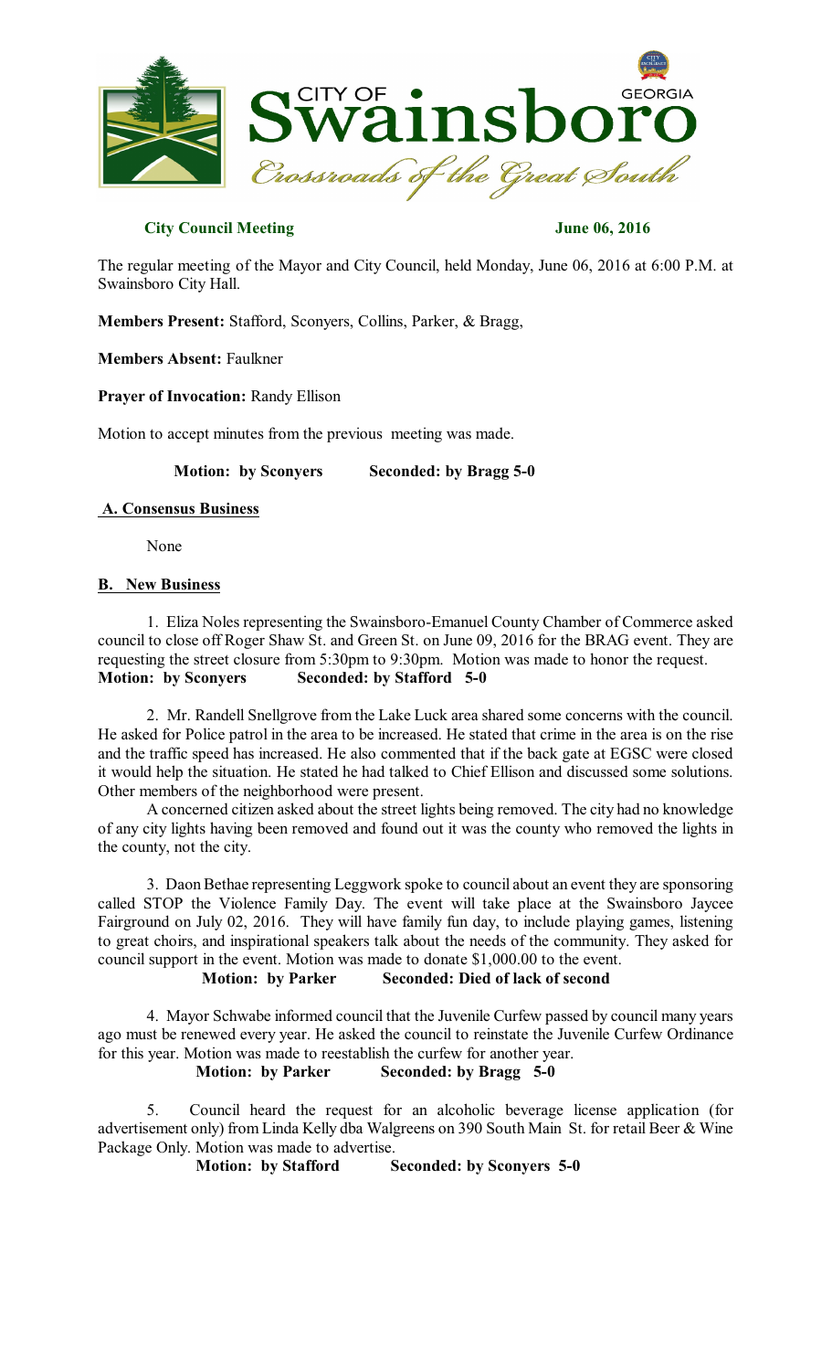**City Council Meeting** **June 06, 2016**

The regular meeting of the Mayor and City Council, held Monday, June 06, 2016 at 6:00 P.M. at Swainsboro City Hall.

**Members Present:** Stafford, Sconyers, Collins, Parker, & Bragg,

**Members Absent:** Faulkner

**Prayer of Invocation:** Randy Ellison

Motion to accept minutes from the previous meeting was made.

**Motion: by Sconyers** **Seconded: by Bragg 5-0**

**A. Consensus Business**

None

**B. New Business**

1. Eliza Noles representing the Swainsboro-Emanuel County Chamber of Commerce asked council to close off Roger Shaw St. and Green St. on June 09, 2016 for the BRAG event. They are requesting the street closure from 5:30pm to 9:30pm. Motion was made to honor the request.
**Motion: by Sconyers** **Seconded: by Stafford 5-0**

2. Mr. Randell Snellgrove from the Lake Luck area shared some concerns with the council. He asked for Police patrol in the area to be increased. He stated that crime in the area is on the rise and the traffic speed has increased. He also commented that if the back gate at EGSC were closed it would help the situation. He stated he had talked to Chief Ellison and discussed some solutions. Other members of the neighborhood were present.

A concerned citizen asked about the street lights being removed. The city had no knowledge of any city lights having been removed and found out it was the county who removed the lights in the county, not the city.

3. Daon Bethae representing Leggwork spoke to council about an event they are sponsoring called STOP the Violence Family Day. The event will take place at the Swainsboro Jaycee Fairground on July 02, 2016. They will have family fun day, to include playing games, listening to great choirs, and inspirational speakers talk about the needs of the community. They asked for council support in the event. Motion was made to donate $1,000.00 to the event.

**Motion: by Parker** **Seconded: Died of lack of second**

4. Mayor Schwabe informed council that the Juvenile Curfew passed by council many years ago must be renewed every year. He asked the council to reinstate the Juvenile Curfew Ordinance for this year. Motion was made to reestablish the curfew for another year.

**Motion: by Parker** **Seconded: by Bragg 5-0**

5. Council heard the request for an alcoholic beverage license application (for advertisement only) from Linda Kelly dba Walgreens on 390 South Main St. for retail Beer & Wine Package Only. Motion was made to advertise.

**Motion: by Stafford** **Seconded: by Sconyers 5-0**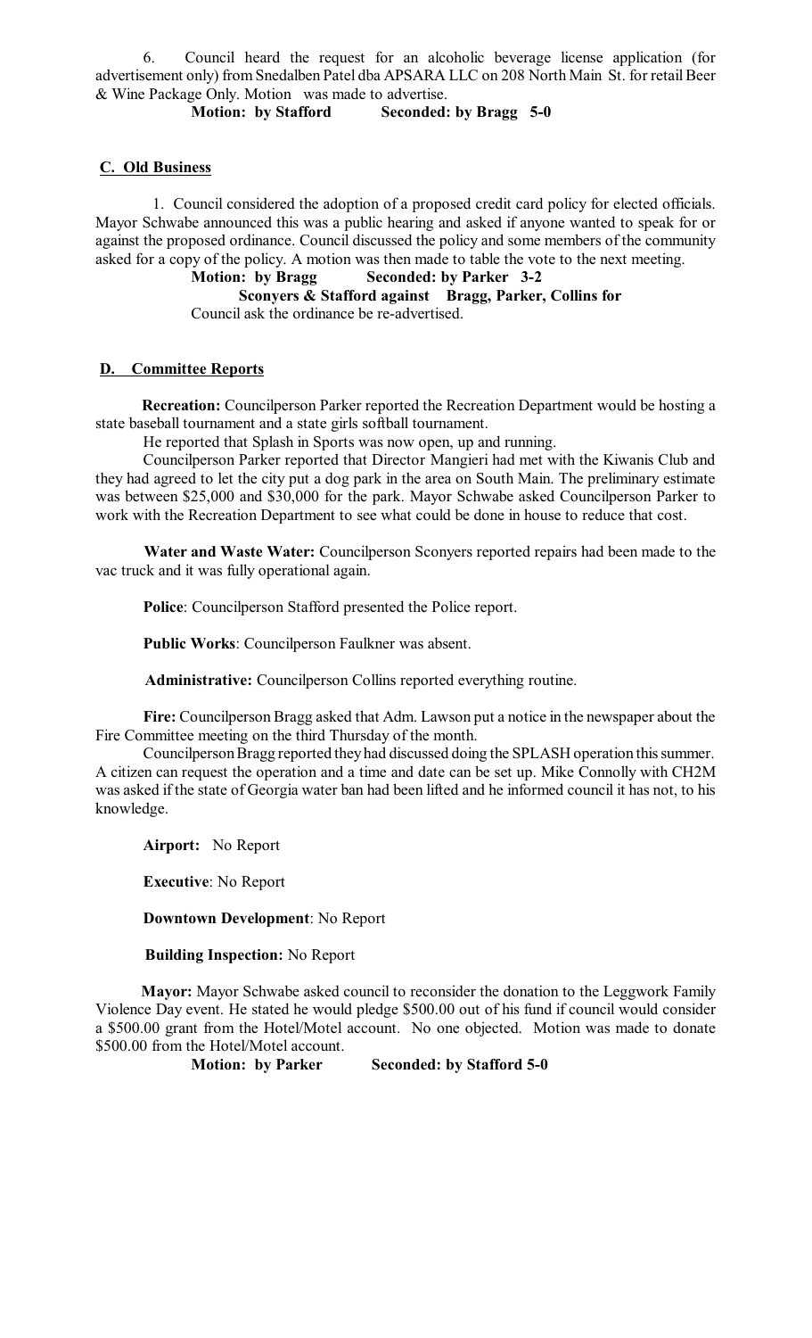6. Council heard the request for an alcoholic beverage license application (for advertisement only) from Snedalben Patel dba APSARA LLC on 208 North Main St. for retail Beer & Wine Package Only. Motion was made to advertise.

**Motion: by Stafford Seconded: by Bragg 5-0**

## C. Old Business

1. Council considered the adoption of a proposed credit card policy for elected officials. Mayor Schwabe announced this was a public hearing and asked if anyone wanted to speak for or against the proposed ordinance. Council discussed the policy and some members of the community asked for a copy of the policy. A motion was then made to table the vote to the next meeting.

**Motion: by Bragg Seconded: by Parker 3-2**

**Sconyers & Stafford against Bragg, Parker, Collins for**

Council ask the ordinance be re-advertised.

## D. Committee Reports

**Recreation:** Councilperson Parker reported the Recreation Department would be hosting a state baseball tournament and a state girls softball tournament.

He reported that Splash in Sports was now open, up and running.

Councilperson Parker reported that Director Mangieri had met with the Kiwanis Club and they had agreed to let the city put a dog park in the area on South Main. The preliminary estimate was between $25,000 and $30,000 for the park. Mayor Schwabe asked Councilperson Parker to work with the Recreation Department to see what could be done in house to reduce that cost.

**Water and Waste Water:** Councilperson Sconyers reported repairs had been made to the vac truck and it was fully operational again.

**Police**: Councilperson Stafford presented the Police report.

**Public Works**: Councilperson Faulkner was absent.

**Administrative:** Councilperson Collins reported everything routine.

**Fire:** Councilperson Bragg asked that Adm. Lawson put a notice in the newspaper about the Fire Committee meeting on the third Thursday of the month.

Councilperson Bragg reported they had discussed doing the SPLASH operation this summer. A citizen can request the operation and a time and date can be set up. Mike Connolly with CH2M was asked if the state of Georgia water ban had been lifted and he informed council it has not, to his knowledge.

**Airport:** No Report

**Executive**: No Report

**Downtown Development**: No Report

**Building Inspection:** No Report

**Mayor:** Mayor Schwabe asked council to reconsider the donation to the Leggwork Family Violence Day event. He stated he would pledge $500.00 out of his fund if council would consider a $500.00 grant from the Hotel/Motel account. No one objected. Motion was made to donate $500.00 from the Hotel/Motel account.

**Motion: by Parker Seconded: by Stafford 5-0**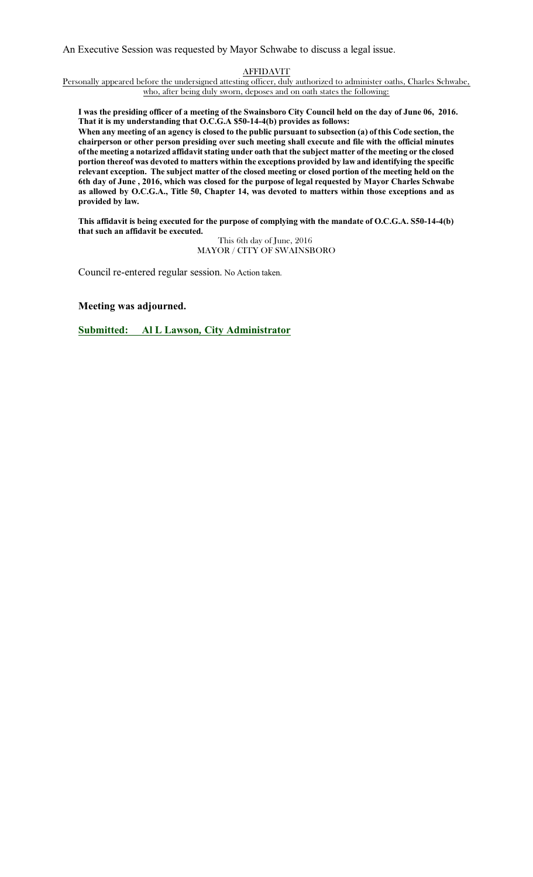An Executive Session was requested by Mayor Schwabe to discuss a legal issue.

AFFIDAVIT

Personally appeared before the undersigned attesting officer, duly authorized to administer oaths, Charles Schwabe, who, after being duly sworn, deposes and on oath states the following:

**I was the presiding officer of a meeting of the Swainsboro City Council held on the day of June 06, 2016. That it is my understanding that O.C.G.A $50-14-4(b) provides as follows:**

**When any meeting of an agency is closed to the public pursuant to subsection (a) of this Code section, the chairperson or other person presiding over such meeting shall execute and file with the official minutes of the meeting a notarized affidavit stating under oath that the subject matter of the meeting or the closed portion thereof was devoted to matters within the exceptions provided by law and identifying the specific relevant exception. The subject matter of the closed meeting or closed portion of the meeting held on the 6th day of June , 2016, which was closed for the purpose of legal requested by Mayor Charles Schwabe as allowed by O.C.G.A., Title 50, Chapter 14, was devoted to matters within those exceptions and as provided by law.**

**This affidavit is being executed for the purpose of complying with the mandate of O.C.G.A. S50-14-4(b) that such an affidavit be executed.**

This 6th day of June, 2016
MAYOR / CITY OF SWAINSBORO

Council re-entered regular session. No Action taken.

**Meeting was adjourned.**

**Submitted: Al L Lawson, City Administrator**